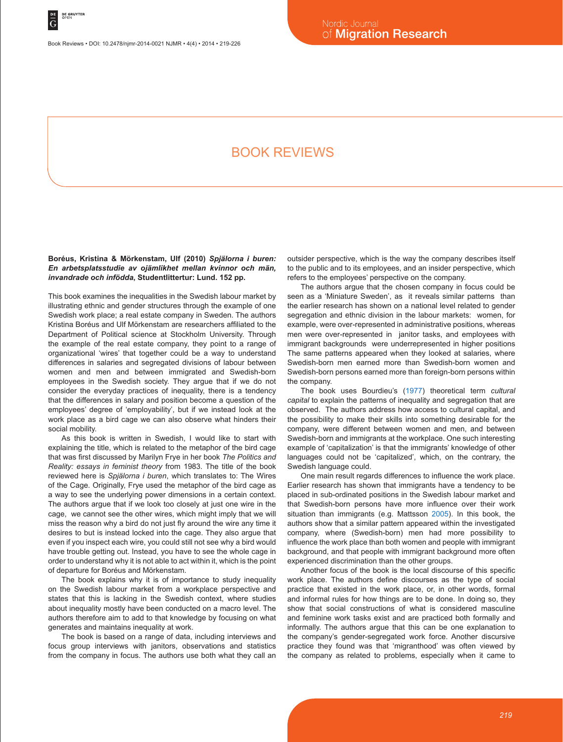# BOOK REVIEWS

**Boréus, Kristina & Mörkenstam, Ulf (2010)** ***Spjälorna i buren: En arbetsplatsstudie av ojämlikhet mellan kvinnor och män, invandrade och infödda*****, Studentlittertur: Lund. 152 pp.**

This book examines the inequalities in the Swedish labour market by illustrating ethnic and gender structures through the example of one Swedish work place; a real estate company in Sweden. The authors Kristina Boréus and Ulf Mörkenstam are researchers affiliated to the Department of Political science at Stockholm University. Through the example of the real estate company, they point to a range of organizational 'wires' that together could be a way to understand differences in salaries and segregated divisions of labour between women and men and between immigrated and Swedish-born employees in the Swedish society. They argue that if we do not consider the everyday practices of inequality, there is a tendency that the differences in salary and position become a question of the employees' degree of 'employability', but if we instead look at the work place as a bird cage we can also observe what hinders their social mobility.

As this book is written in Swedish, I would like to start with explaining the title, which is related to the metaphor of the bird cage that was first discussed by Marilyn Frye in her book *The Politics and Reality: essays in feminist theory* from 1983. The title of the book reviewed here is *Spjälorna i buren*, which translates to: The Wires of the Cage. Originally, Frye used the metaphor of the bird cage as a way to see the underlying power dimensions in a certain context. The authors argue that if we look too closely at just one wire in the cage, we cannot see the other wires, which might imply that we will miss the reason why a bird do not just fly around the wire any time it desires to but is instead locked into the cage. They also argue that even if you inspect each wire, you could still not see why a bird would have trouble getting out. Instead, you have to see the whole cage in order to understand why it is not able to act within it, which is the point of departure for Boréus and Mörkenstam.

The book explains why it is of importance to study inequality on the Swedish labour market from a workplace perspective and states that this is lacking in the Swedish context, where studies about inequality mostly have been conducted on a macro level. The authors therefore aim to add to that knowledge by focusing on what generates and maintains inequality at work.

The book is based on a range of data, including interviews and focus group interviews with janitors, observations and statistics from the company in focus. The authors use both what they call an outsider perspective, which is the way the company describes itself to the public and to its employees, and an insider perspective, which refers to the employees' perspective on the company.

The authors argue that the chosen company in focus could be seen as a 'Miniature Sweden', as it reveals similar patterns than the earlier research has shown on a national level related to gender segregation and ethnic division in the labour markets: women, for example, were over-represented in administrative positions, whereas men were over-represented in janitor tasks, and employees with immigrant backgrounds were underrepresented in higher positions The same patterns appeared when they looked at salaries, where Swedish-born men earned more than Swedish-born women and Swedish-born persons earned more than foreign-born persons within the company.

The book uses Bourdieu's (1977) theoretical term *cultural capital* to explain the patterns of inequality and segregation that are observed. The authors address how access to cultural capital, and the possibility to make their skills into something desirable for the company, were different between women and men, and between Swedish-born and immigrants at the workplace. One such interesting example of 'capitalization' is that the immigrants' knowledge of other languages could not be 'capitalized', which, on the contrary, the Swedish language could.

One main result regards differences to influence the work place. Earlier research has shown that immigrants have a tendency to be placed in sub-ordinated positions in the Swedish labour market and that Swedish-born persons have more influence over their work situation than immigrants (e.g. Mattsson 2005). In this book, the authors show that a similar pattern appeared within the investigated company, where (Swedish-born) men had more possibility to influence the work place than both women and people with immigrant background, and that people with immigrant background more often experienced discrimination than the other groups.

Another focus of the book is the local discourse of this specific work place. The authors define discourses as the type of social practice that existed in the work place, or, in other words, formal and informal rules for how things are to be done. In doing so, they show that social constructions of what is considered masculine and feminine work tasks exist and are practiced both formally and informally. The authors argue that this can be one explanation to the company's gender-segregated work force. Another discursive practice they found was that 'migranthood' was often viewed by the company as related to problems, especially when it came to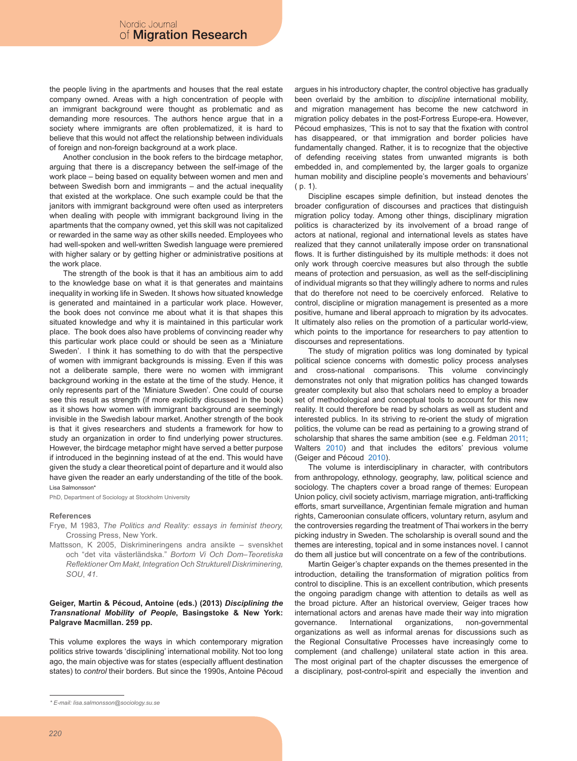the people living in the apartments and houses that the real estate company owned. Areas with a high concentration of people with an immigrant background were thought as problematic and as demanding more resources. The authors hence argue that in a society where immigrants are often problematized, it is hard to believe that this would not affect the relationship between individuals of foreign and non-foreign background at a work place.

Another conclusion in the book refers to the birdcage metaphor, arguing that there is a discrepancy between the self-image of the work place – being based on equality between women and men and between Swedish born and immigrants – and the actual inequality that existed at the workplace. One such example could be that the janitors with immigrant background were often used as interpreters when dealing with people with immigrant background living in the apartments that the company owned, yet this skill was not capitalized or rewarded in the same way as other skills needed. Employees who had well-spoken and well-written Swedish language were premiered with higher salary or by getting higher or administrative positions at the work place.

The strength of the book is that it has an ambitious aim to add to the knowledge base on what it is that generates and maintains inequality in working life in Sweden. It shows how situated knowledge is generated and maintained in a particular work place. However, the book does not convince me about what it is that shapes this situated knowledge and why it is maintained in this particular work place. The book does also have problems of convincing reader why this particular work place could or should be seen as a 'Miniature Sweden'. I think it has something to do with that the perspective of women with immigrant backgrounds is missing. Even if this was not a deliberate sample, there were no women with immigrant background working in the estate at the time of the study. Hence, it only represents part of the 'Miniature Sweden'. One could of course see this result as strength (if more explicitly discussed in the book) as it shows how women with immigrant background are seemingly invisible in the Swedish labour market. Another strength of the book is that it gives researchers and students a framework for how to study an organization in order to find underlying power structures. However, the birdcage metaphor might have served a better purpose if introduced in the beginning instead of at the end. This would have given the study a clear theoretical point of departure and it would also have given the reader an early understanding of the title of the book.

Lisa Salmonsson*

PhD, Department of Sociology at Stockholm University

**References**

Frye, M 1983, *The Politics and Reality: essays in feminist theory*, Crossing Press, New York.

Mattsson, K 2005, Diskrimineringens andra ansikte – svenskhet och "det vita västerländska." *Bortom Vi Och Dom–Teoretiska Reflektioner Om Makt, Integration Och Strukturell Diskriminering, SOU*, *41*.

**Geiger, Martin & Pécoud, Antoine (eds.) (2013) *Disciplining the Transnational Mobility of People*, Basingstoke & New York: Palgrave Macmillan. 259 pp.**

This volume explores the ways in which contemporary migration politics strive towards 'disciplining' international mobility. Not too long ago, the main objective was for states (especially affluent destination states) to *control* their borders. But since the 1990s, Antoine Pécoud argues in his introductory chapter, the control objective has gradually been overlaid by the ambition to *discipline* international mobility, and migration management has become the new catchword in migration policy debates in the post-Fortress Europe-era. However, Pécoud emphasizes, 'This is not to say that the fixation with control has disappeared, or that immigration and border policies have fundamentally changed. Rather, it is to recognize that the objective of defending receiving states from unwanted migrants is both embedded in, and complemented by, the larger goals to organize human mobility and discipline people's movements and behaviours' ( p. 1).

Discipline escapes simple definition, but instead denotes the broader configuration of discourses and practices that distinguish migration policy today. Among other things, disciplinary migration politics is characterized by its involvement of a broad range of actors at national, regional and international levels as states have realized that they cannot unilaterally impose order on transnational flows. It is further distinguished by its multiple methods: it does not only work through coercive measures but also through the subtle means of protection and persuasion, as well as the self-disciplining of individual migrants so that they willingly adhere to norms and rules that do therefore not need to be coercively enforced. Relative to control, discipline or migration management is presented as a more positive, humane and liberal approach to migration by its advocates. It ultimately also relies on the promotion of a particular world-view, which points to the importance for researchers to pay attention to discourses and representations.

The study of migration politics was long dominated by typical political science concerns with domestic policy process analyses and cross-national comparisons. This volume convincingly demonstrates not only that migration politics has changed towards greater complexity but also that scholars need to employ a broader set of methodological and conceptual tools to account for this new reality. It could therefore be read by scholars as well as student and interested publics. In its striving to re-orient the study of migration politics, the volume can be read as pertaining to a growing strand of scholarship that shares the same ambition (see e.g. Feldman 2011; Walters 2010) and that includes the editors' previous volume (Geiger and Pécoud 2010).

The volume is interdisciplinary in character, with contributors from anthropology, ethnology, geography, law, political science and sociology. The chapters cover a broad range of themes: European Union policy, civil society activism, marriage migration, anti-trafficking efforts, smart surveillance, Argentinian female migration and human rights, Cameroonian consulate officers, voluntary return, asylum and the controversies regarding the treatment of Thai workers in the berry picking industry in Sweden. The scholarship is overall sound and the themes are interesting, topical and in some instances novel. I cannot do them all justice but will concentrate on a few of the contributions.

Martin Geiger's chapter expands on the themes presented in the introduction, detailing the transformation of migration politics from control to discipline. This is an excellent contribution, which presents the ongoing paradigm change with attention to details as well as the broad picture. After an historical overview, Geiger traces how international actors and arenas have made their way into migration governance. International organizations, non-governmental organizations as well as informal arenas for discussions such as the Regional Consultative Processes have increasingly come to complement (and challenge) unilateral state action in this area. The most original part of the chapter discusses the emergence of a disciplinary, post-control-spirit and especially the invention and

* E-mail: lisa.salmonsson@sociology.su.se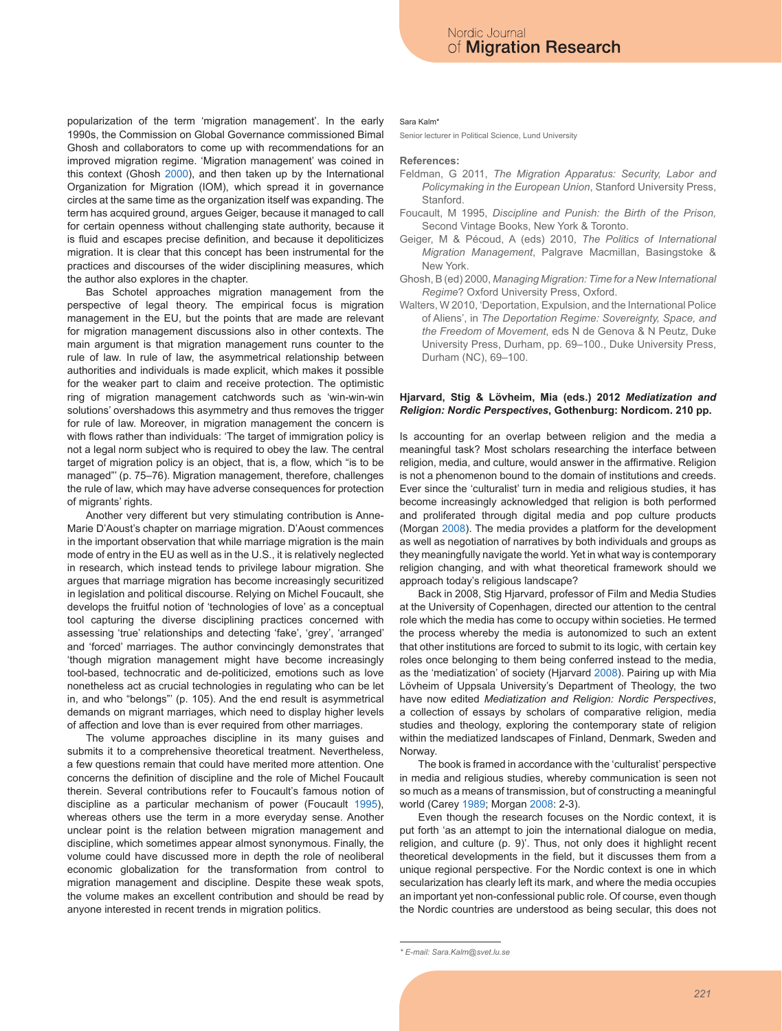popularization of the term 'migration management'. In the early 1990s, the Commission on Global Governance commissioned Bimal Ghosh and collaborators to come up with recommendations for an improved migration regime. 'Migration management' was coined in this context (Ghosh 2000), and then taken up by the International Organization for Migration (IOM), which spread it in governance circles at the same time as the organization itself was expanding. The term has acquired ground, argues Geiger, because it managed to call for certain openness without challenging state authority, because it is fluid and escapes precise definition, and because it depoliticizes migration. It is clear that this concept has been instrumental for the practices and discourses of the wider disciplining measures, which the author also explores in the chapter.

Bas Schotel approaches migration management from the perspective of legal theory. The empirical focus is migration management in the EU, but the points that are made are relevant for migration management discussions also in other contexts. The main argument is that migration management runs counter to the rule of law. In rule of law, the asymmetrical relationship between authorities and individuals is made explicit, which makes it possible for the weaker part to claim and receive protection. The optimistic ring of migration management catchwords such as 'win-win-win solutions' overshadows this asymmetry and thus removes the trigger for rule of law. Moreover, in migration management the concern is with flows rather than individuals: 'The target of immigration policy is not a legal norm subject who is required to obey the law. The central target of migration policy is an object, that is, a flow, which "is to be managed"' (p. 75–76). Migration management, therefore, challenges the rule of law, which may have adverse consequences for protection of migrants' rights.

Another very different but very stimulating contribution is Anne-Marie D'Aoust's chapter on marriage migration. D'Aoust commences in the important observation that while marriage migration is the main mode of entry in the EU as well as in the U.S., it is relatively neglected in research, which instead tends to privilege labour migration. She argues that marriage migration has become increasingly securitized in legislation and political discourse. Relying on Michel Foucault, she develops the fruitful notion of 'technologies of love' as a conceptual tool capturing the diverse disciplining practices concerned with assessing 'true' relationships and detecting 'fake', 'grey', 'arranged' and 'forced' marriages. The author convincingly demonstrates that 'though migration management might have become increasingly tool-based, technocratic and de-politicized, emotions such as love nonetheless act as crucial technologies in regulating who can be let in, and who "belongs"' (p. 105). And the end result is asymmetrical demands on migrant marriages, which need to display higher levels of affection and love than is ever required from other marriages.

The volume approaches discipline in its many guises and submits it to a comprehensive theoretical treatment. Nevertheless, a few questions remain that could have merited more attention. One concerns the definition of discipline and the role of Michel Foucault therein. Several contributions refer to Foucault's famous notion of discipline as a particular mechanism of power (Foucault 1995), whereas others use the term in a more everyday sense. Another unclear point is the relation between migration management and discipline, which sometimes appear almost synonymous. Finally, the volume could have discussed more in depth the role of neoliberal economic globalization for the transformation from control to migration management and discipline. Despite these weak spots, the volume makes an excellent contribution and should be read by anyone interested in recent trends in migration politics.

Sara Kalm*

Senior lecturer in Political Science, Lund University

**References:**

Feldman, G 2011, *The Migration Apparatus: Security, Labor and Policymaking in the European Union*, Stanford University Press, Stanford.

Foucault, M 1995, *Discipline and Punish: the Birth of the Prison,* Second Vintage Books, New York & Toronto.

Geiger, M & Pécoud, A (eds) 2010, *The Politics of International Migration Management*, Palgrave Macmillan, Basingstoke & New York.

Ghosh, B (ed) 2000, *Managing Migration: Time for a New International Regime*? Oxford University Press, Oxford.

Walters, W 2010, 'Deportation, Expulsion, and the International Police of Aliens', in *The Deportation Regime: Sovereignty, Space, and the Freedom of Movement,* eds N de Genova & N Peutz, Duke University Press, Durham, pp. 69–100., Duke University Press, Durham (NC), 69–100.

**Hjarvard, Stig & Lövheim, Mia (eds.) 2012 *Mediatization and Religion: Nordic Perspectives*, Gothenburg: Nordicom. 210 pp.**

Is accounting for an overlap between religion and the media a meaningful task? Most scholars researching the interface between religion, media, and culture, would answer in the affirmative. Religion is not a phenomenon bound to the domain of institutions and creeds. Ever since the 'culturalist' turn in media and religious studies, it has become increasingly acknowledged that religion is both performed and proliferated through digital media and pop culture products (Morgan 2008). The media provides a platform for the development as well as negotiation of narratives by both individuals and groups as they meaningfully navigate the world. Yet in what way is contemporary religion changing, and with what theoretical framework should we approach today's religious landscape?

Back in 2008, Stig Hjarvard, professor of Film and Media Studies at the University of Copenhagen, directed our attention to the central role which the media has come to occupy within societies. He termed the process whereby the media is autonomized to such an extent that other institutions are forced to submit to its logic, with certain key roles once belonging to them being conferred instead to the media, as the 'mediatization' of society (Hjarvard 2008). Pairing up with Mia Lövheim of Uppsala University's Department of Theology, the two have now edited *Mediatization and Religion: Nordic Perspectives*, a collection of essays by scholars of comparative religion, media studies and theology, exploring the contemporary state of religion within the mediatized landscapes of Finland, Denmark, Sweden and Norway.

The book is framed in accordance with the 'culturalist' perspective in media and religious studies, whereby communication is seen not so much as a means of transmission, but of constructing a meaningful world (Carey 1989; Morgan 2008: 2-3).

Even though the research focuses on the Nordic context, it is put forth 'as an attempt to join the international dialogue on media, religion, and culture (p. 9)'. Thus, not only does it highlight recent theoretical developments in the field, but it discusses them from a unique regional perspective. For the Nordic context is one in which secularization has clearly left its mark, and where the media occupies an important yet non-confessional public role. Of course, even though the Nordic countries are understood as being secular, this does not

* E-mail: Sara.Kalm@svet.lu.se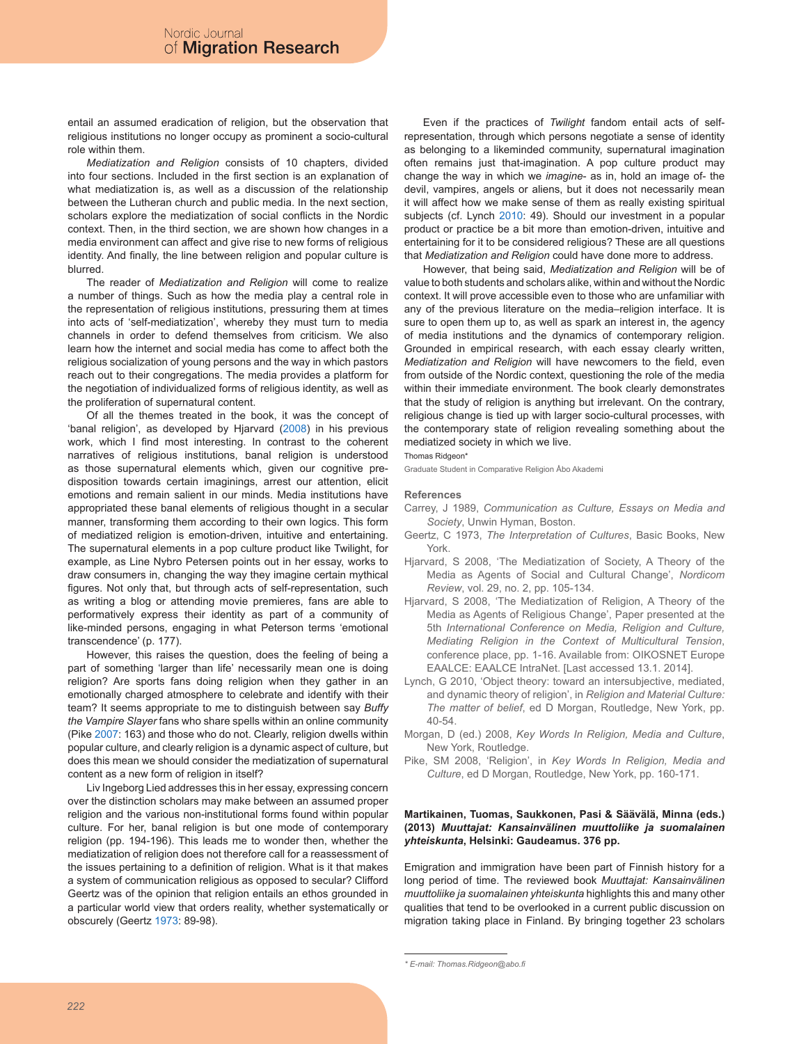entail an assumed eradication of religion, but the observation that religious institutions no longer occupy as prominent a socio-cultural role within them.

*Mediatization and Religion* consists of 10 chapters, divided into four sections. Included in the first section is an explanation of what mediatization is, as well as a discussion of the relationship between the Lutheran church and public media. In the next section, scholars explore the mediatization of social conflicts in the Nordic context. Then, in the third section, we are shown how changes in a media environment can affect and give rise to new forms of religious identity. And finally, the line between religion and popular culture is blurred.

The reader of *Mediatization and Religion* will come to realize a number of things. Such as how the media play a central role in the representation of religious institutions, pressuring them at times into acts of 'self-mediatization', whereby they must turn to media channels in order to defend themselves from criticism. We also learn how the internet and social media has come to affect both the religious socialization of young persons and the way in which pastors reach out to their congregations. The media provides a platform for the negotiation of individualized forms of religious identity, as well as the proliferation of supernatural content.

Of all the themes treated in the book, it was the concept of 'banal religion', as developed by Hjarvard (2008) in his previous work, which I find most interesting. In contrast to the coherent narratives of religious institutions, banal religion is understood as those supernatural elements which, given our cognitive predisposition towards certain imaginings, arrest our attention, elicit emotions and remain salient in our minds. Media institutions have appropriated these banal elements of religious thought in a secular manner, transforming them according to their own logics. This form of mediatized religion is emotion-driven, intuitive and entertaining. The supernatural elements in a pop culture product like Twilight, for example, as Line Nybro Petersen points out in her essay, works to draw consumers in, changing the way they imagine certain mythical figures. Not only that, but through acts of self-representation, such as writing a blog or attending movie premieres, fans are able to performatively express their identity as part of a community of like-minded persons, engaging in what Peterson terms 'emotional transcendence' (p. 177).

However, this raises the question, does the feeling of being a part of something 'larger than life' necessarily mean one is doing religion? Are sports fans doing religion when they gather in an emotionally charged atmosphere to celebrate and identify with their team? It seems appropriate to me to distinguish between say *Buffy the Vampire Slayer* fans who share spells within an online community (Pike 2007: 163) and those who do not. Clearly, religion dwells within popular culture, and clearly religion is a dynamic aspect of culture, but does this mean we should consider the mediatization of supernatural content as a new form of religion in itself?

Liv Ingeborg Lied addresses this in her essay, expressing concern over the distinction scholars may make between an assumed proper religion and the various non-institutional forms found within popular culture. For her, banal religion is but one mode of contemporary religion (pp. 194-196). This leads me to wonder then, whether the mediatization of religion does not therefore call for a reassessment of the issues pertaining to a definition of religion. What is it that makes a system of communication religious as opposed to secular? Clifford Geertz was of the opinion that religion entails an ethos grounded in a particular world view that orders reality, whether systematically or obscurely (Geertz 1973: 89-98).

Even if the practices of *Twilight* fandom entail acts of self-representation, through which persons negotiate a sense of identity as belonging to a likeminded community, supernatural imagination often remains just that-imagination. A pop culture product may change the way in which we *imagine*- as in, hold an image of- the devil, vampires, angels or aliens, but it does not necessarily mean it will affect how we make sense of them as really existing spiritual subjects (cf. Lynch 2010: 49). Should our investment in a popular product or practice be a bit more than emotion-driven, intuitive and entertaining for it to be considered religious? These are all questions that *Mediatization and Religion* could have done more to address.

However, that being said, *Mediatization and Religion* will be of value to both students and scholars alike, within and without the Nordic context. It will prove accessible even to those who are unfamiliar with any of the previous literature on the media–religion interface. It is sure to open them up to, as well as spark an interest in, the agency of media institutions and the dynamics of contemporary religion. Grounded in empirical research, with each essay clearly written, *Mediatization and Religion* will have newcomers to the field, even from outside of the Nordic context, questioning the role of the media within their immediate environment. The book clearly demonstrates that the study of religion is anything but irrelevant. On the contrary, religious change is tied up with larger socio-cultural processes, with the contemporary state of religion revealing something about the mediatized society in which we live.

Thomas Ridgeon*

Graduate Student in Comparative Religion Åbo Akademi

### References

Carrey, J 1989, *Communication as Culture, Essays on Media and Society*, Unwin Hyman, Boston.

Geertz, C 1973, *The Interpretation of Cultures*, Basic Books, New York.

Hjarvard, S 2008, 'The Mediatization of Society, A Theory of the Media as Agents of Social and Cultural Change', *Nordicom Review*, vol. 29, no. 2, pp. 105-134.

Hjarvard, S 2008, 'The Mediatization of Religion, A Theory of the Media as Agents of Religious Change', Paper presented at the 5th *International Conference on Media, Religion and Culture, Mediating Religion in the Context of Multicultural Tension*, conference place, pp. 1-16. Available from: OIKOSNET Europe EAALCE: EAALCE IntraNet. [Last accessed 13.1. 2014].

Lynch, G 2010, 'Object theory: toward an intersubjective, mediated, and dynamic theory of religion', in *Religion and Material Culture: The matter of belief*, ed D Morgan, Routledge, New York, pp. 40-54.

Morgan, D (ed.) 2008, *Key Words In Religion, Media and Culture*, New York, Routledge.

Pike, SM 2008, 'Religion', in *Key Words In Religion, Media and Culture*, ed D Morgan, Routledge, New York, pp. 160-171.

**Martikainen, Tuomas, Saukkonen, Pasi & Säävälä, Minna (eds.) (2013) *Muuttajat: Kansainvälinen muuttoliike ja suomalainen yhteiskunta*, Helsinki: Gaudeamus. 376 pp.**

Emigration and immigration have been part of Finnish history for a long period of time. The reviewed book *Muuttajat: Kansainvälinen muuttoliike ja suomalainen yhteiskunta* highlights this and many other qualities that tend to be overlooked in a current public discussion on migration taking place in Finland. By bringing together 23 scholars

\* E-mail: Thomas.Ridgeon@abo.fi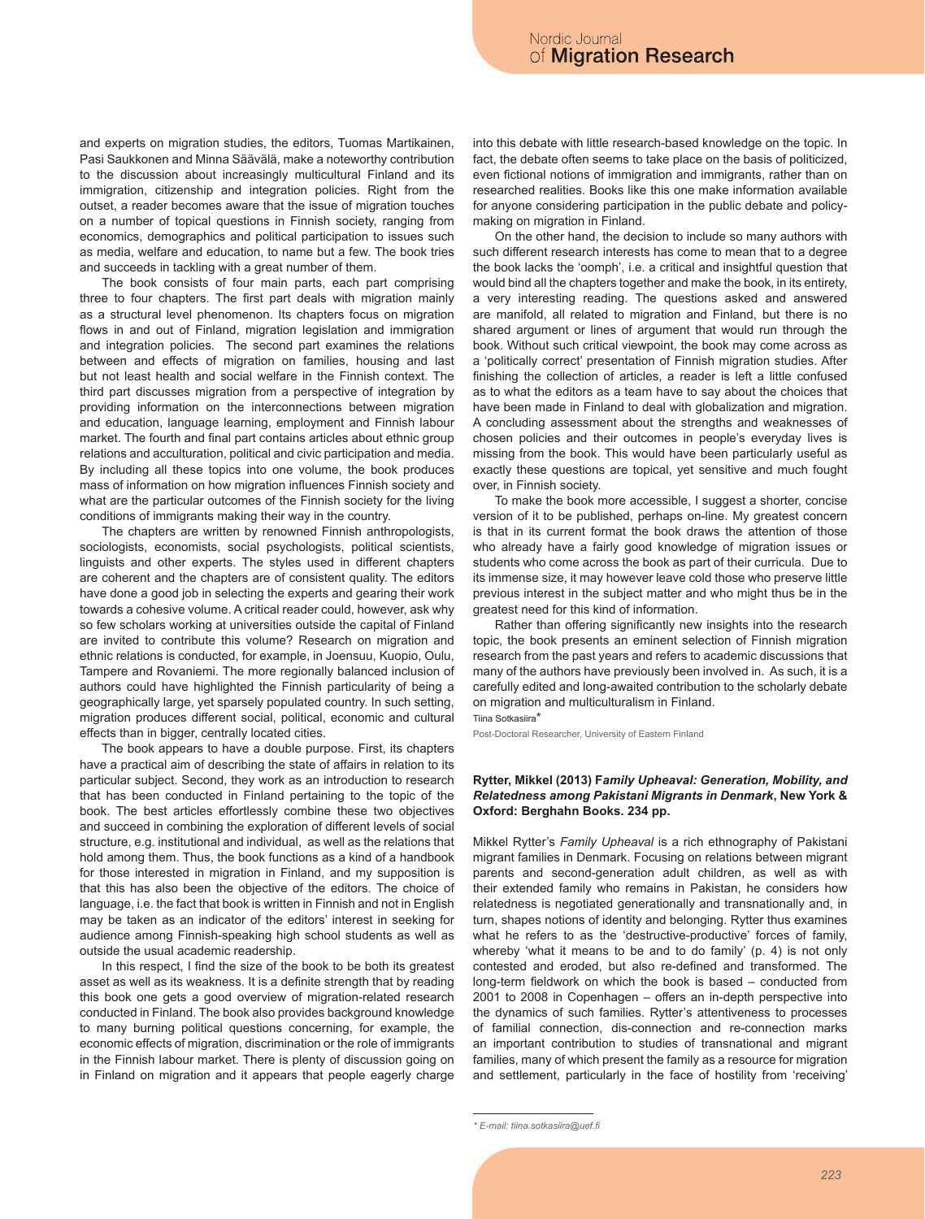and experts on migration studies, the editors, Tuomas Martikainen, Pasi Saukkonen and Minna Säävälä, make a noteworthy contribution to the discussion about increasingly multicultural Finland and its immigration, citizenship and integration policies. Right from the outset, a reader becomes aware that the issue of migration touches on a number of topical questions in Finnish society, ranging from economics, demographics and political participation to issues such as media, welfare and education, to name but a few. The book tries and succeeds in tackling with a great number of them.

The book consists of four main parts, each part comprising three to four chapters. The first part deals with migration mainly as a structural level phenomenon. Its chapters focus on migration flows in and out of Finland, migration legislation and immigration and integration policies. The second part examines the relations between and effects of migration on families, housing and last but not least health and social welfare in the Finnish context. The third part discusses migration from a perspective of integration by providing information on the interconnections between migration and education, language learning, employment and Finnish labour market. The fourth and final part contains articles about ethnic group relations and acculturation, political and civic participation and media. By including all these topics into one volume, the book produces mass of information on how migration influences Finnish society and what are the particular outcomes of the Finnish society for the living conditions of immigrants making their way in the country.

The chapters are written by renowned Finnish anthropologists, sociologists, economists, social psychologists, political scientists, linguists and other experts. The styles used in different chapters are coherent and the chapters are of consistent quality. The editors have done a good job in selecting the experts and gearing their work towards a cohesive volume. A critical reader could, however, ask why so few scholars working at universities outside the capital of Finland are invited to contribute this volume? Research on migration and ethnic relations is conducted, for example, in Joensuu, Kuopio, Oulu, Tampere and Rovaniemi. The more regionally balanced inclusion of authors could have highlighted the Finnish particularity of being a geographically large, yet sparsely populated country. In such setting, migration produces different social, political, economic and cultural effects than in bigger, centrally located cities.

The book appears to have a double purpose. First, its chapters have a practical aim of describing the state of affairs in relation to its particular subject. Second, they work as an introduction to research that has been conducted in Finland pertaining to the topic of the book. The best articles effortlessly combine these two objectives and succeed in combining the exploration of different levels of social structure, e.g. institutional and individual, as well as the relations that hold among them. Thus, the book functions as a kind of a handbook for those interested in migration in Finland, and my supposition is that this has also been the objective of the editors. The choice of language, i.e. the fact that book is written in Finnish and not in English may be taken as an indicator of the editors' interest in seeking for audience among Finnish-speaking high school students as well as outside the usual academic readership.

In this respect, I find the size of the book to be both its greatest asset as well as its weakness. It is a definite strength that by reading this book one gets a good overview of migration-related research conducted in Finland. The book also provides background knowledge to many burning political questions concerning, for example, the economic effects of migration, discrimination or the role of immigrants in the Finnish labour market. There is plenty of discussion going on in Finland on migration and it appears that people eagerly charge into this debate with little research-based knowledge on the topic. In fact, the debate often seems to take place on the basis of politicized, even fictional notions of immigration and immigrants, rather than on researched realities. Books like this one make information available for anyone considering participation in the public debate and policy-making on migration in Finland.

On the other hand, the decision to include so many authors with such different research interests has come to mean that to a degree the book lacks the 'oomph', i.e. a critical and insightful question that would bind all the chapters together and make the book, in its entirety, a very interesting reading. The questions asked and answered are manifold, all related to migration and Finland, but there is no shared argument or lines of argument that would run through the book. Without such critical viewpoint, the book may come across as a 'politically correct' presentation of Finnish migration studies. After finishing the collection of articles, a reader is left a little confused as to what the editors as a team have to say about the choices that have been made in Finland to deal with globalization and migration. A concluding assessment about the strengths and weaknesses of chosen policies and their outcomes in people's everyday lives is missing from the book. This would have been particularly useful as exactly these questions are topical, yet sensitive and much fought over, in Finnish society.

To make the book more accessible, I suggest a shorter, concise version of it to be published, perhaps on-line. My greatest concern is that in its current format the book draws the attention of those who already have a fairly good knowledge of migration issues or students who come across the book as part of their curricula. Due to its immense size, it may however leave cold those who preserve little previous interest in the subject matter and who might thus be in the greatest need for this kind of information.

Rather than offering significantly new insights into the research topic, the book presents an eminent selection of Finnish migration research from the past years and refers to academic discussions that many of the authors have previously been involved in. As such, it is a carefully edited and long-awaited contribution to the scholarly debate on migration and multiculturalism in Finland.

Tiina Sotkasiira*

Post-Doctoral Researcher, University of Eastern Finland

**Rytter, Mikkel (2013) F*amily Upheaval: Generation, Mobility, and Relatedness among Pakistani Migrants in Denmark*, New York & Oxford: Berghahn Books. 234 pp.**

Mikkel Rytter's *Family Upheaval* is a rich ethnography of Pakistani migrant families in Denmark. Focusing on relations between migrant parents and second-generation adult children, as well as with their extended family who remains in Pakistan, he considers how relatedness is negotiated generationally and transnationally and, in turn, shapes notions of identity and belonging. Rytter thus examines what he refers to as the 'destructive-productive' forces of family, whereby 'what it means to be and to do family' (p. 4) is not only contested and eroded, but also re-defined and transformed. The long-term fieldwork on which the book is based – conducted from 2001 to 2008 in Copenhagen – offers an in-depth perspective into the dynamics of such families. Rytter's attentiveness to processes of familial connection, dis-connection and re-connection marks an important contribution to studies of transnational and migrant families, many of which present the family as a resource for migration and settlement, particularly in the face of hostility from 'receiving'

* *E-mail: tiina.sotkasiira@uef.fi*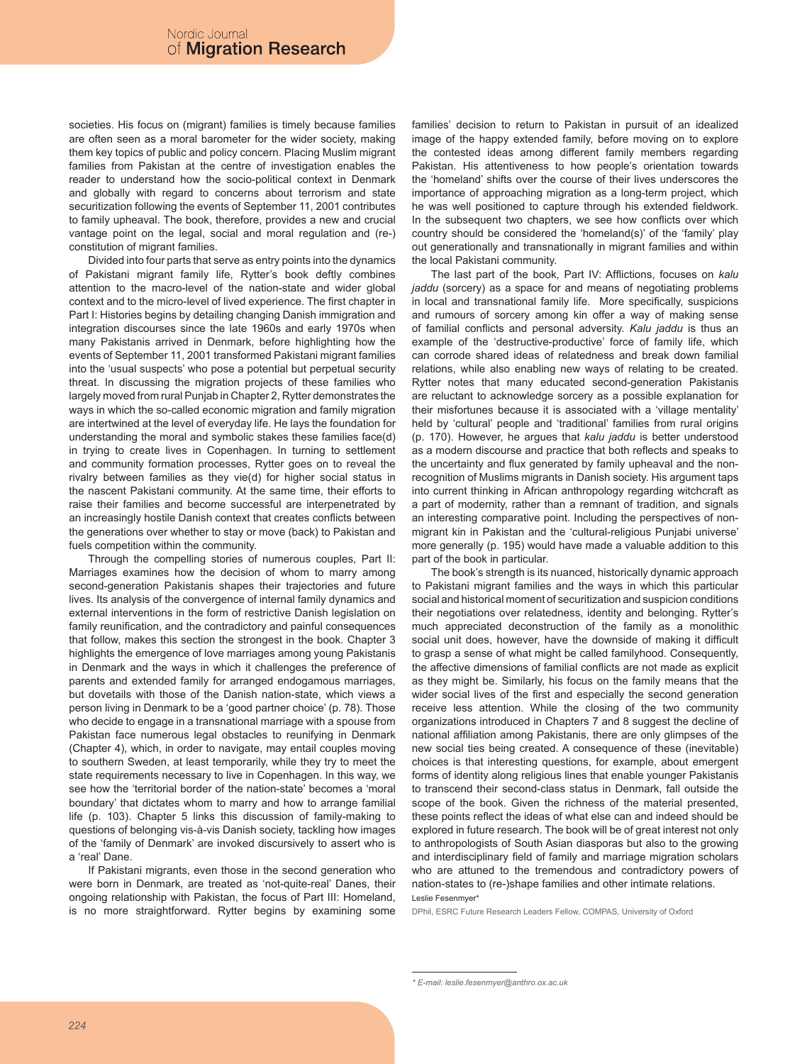societies. His focus on (migrant) families is timely because families are often seen as a moral barometer for the wider society, making them key topics of public and policy concern. Placing Muslim migrant families from Pakistan at the centre of investigation enables the reader to understand how the socio-political context in Denmark and globally with regard to concerns about terrorism and state securitization following the events of September 11, 2001 contributes to family upheaval. The book, therefore, provides a new and crucial vantage point on the legal, social and moral regulation and (re-) constitution of migrant families.

Divided into four parts that serve as entry points into the dynamics of Pakistani migrant family life, Rytter's book deftly combines attention to the macro-level of the nation-state and wider global context and to the micro-level of lived experience. The first chapter in Part I: Histories begins by detailing changing Danish immigration and integration discourses since the late 1960s and early 1970s when many Pakistanis arrived in Denmark, before highlighting how the events of September 11, 2001 transformed Pakistani migrant families into the 'usual suspects' who pose a potential but perpetual security threat. In discussing the migration projects of these families who largely moved from rural Punjab in Chapter 2, Rytter demonstrates the ways in which the so-called economic migration and family migration are intertwined at the level of everyday life. He lays the foundation for understanding the moral and symbolic stakes these families face(d) in trying to create lives in Copenhagen. In turning to settlement and community formation processes, Rytter goes on to reveal the rivalry between families as they vie(d) for higher social status in the nascent Pakistani community. At the same time, their efforts to raise their families and become successful are interpenetrated by an increasingly hostile Danish context that creates conflicts between the generations over whether to stay or move (back) to Pakistan and fuels competition within the community.

Through the compelling stories of numerous couples, Part II: Marriages examines how the decision of whom to marry among second-generation Pakistanis shapes their trajectories and future lives. Its analysis of the convergence of internal family dynamics and external interventions in the form of restrictive Danish legislation on family reunification, and the contradictory and painful consequences that follow, makes this section the strongest in the book. Chapter 3 highlights the emergence of love marriages among young Pakistanis in Denmark and the ways in which it challenges the preference of parents and extended family for arranged endogamous marriages, but dovetails with those of the Danish nation-state, which views a person living in Denmark to be a 'good partner choice' (p. 78). Those who decide to engage in a transnational marriage with a spouse from Pakistan face numerous legal obstacles to reunifying in Denmark (Chapter 4), which, in order to navigate, may entail couples moving to southern Sweden, at least temporarily, while they try to meet the state requirements necessary to live in Copenhagen. In this way, we see how the 'territorial border of the nation-state' becomes a 'moral boundary' that dictates whom to marry and how to arrange familial life (p. 103). Chapter 5 links this discussion of family-making to questions of belonging vis-à-vis Danish society, tackling how images of the 'family of Denmark' are invoked discursively to assert who is a 'real' Dane.

If Pakistani migrants, even those in the second generation who were born in Denmark, are treated as 'not-quite-real' Danes, their ongoing relationship with Pakistan, the focus of Part III: Homeland, is no more straightforward. Rytter begins by examining some families' decision to return to Pakistan in pursuit of an idealized image of the happy extended family, before moving on to explore the contested ideas among different family members regarding Pakistan. His attentiveness to how people's orientation towards the 'homeland' shifts over the course of their lives underscores the importance of approaching migration as a long-term project, which he was well positioned to capture through his extended fieldwork. In the subsequent two chapters, we see how conflicts over which country should be considered the 'homeland(s)' of the 'family' play out generationally and transnationally in migrant families and within the local Pakistani community.

The last part of the book, Part IV: Afflictions, focuses on *kalu jaddu* (sorcery) as a space for and means of negotiating problems in local and transnational family life. More specifically, suspicions and rumours of sorcery among kin offer a way of making sense of familial conflicts and personal adversity. *Kalu jaddu* is thus an example of the 'destructive-productive' force of family life, which can corrode shared ideas of relatedness and break down familial relations, while also enabling new ways of relating to be created. Rytter notes that many educated second-generation Pakistanis are reluctant to acknowledge sorcery as a possible explanation for their misfortunes because it is associated with a 'village mentality' held by 'cultural' people and 'traditional' families from rural origins (p. 170). However, he argues that *kalu jaddu* is better understood as a modern discourse and practice that both reflects and speaks to the uncertainty and flux generated by family upheaval and the non-recognition of Muslims migrants in Danish society. His argument taps into current thinking in African anthropology regarding witchcraft as a part of modernity, rather than a remnant of tradition, and signals an interesting comparative point. Including the perspectives of non-migrant kin in Pakistan and the 'cultural-religious Punjabi universe' more generally (p. 195) would have made a valuable addition to this part of the book in particular.

The book's strength is its nuanced, historically dynamic approach to Pakistani migrant families and the ways in which this particular social and historical moment of securitization and suspicion conditions their negotiations over relatedness, identity and belonging. Rytter's much appreciated deconstruction of the family as a monolithic social unit does, however, have the downside of making it difficult to grasp a sense of what might be called familyhood. Consequently, the affective dimensions of familial conflicts are not made as explicit as they might be. Similarly, his focus on the family means that the wider social lives of the first and especially the second generation receive less attention. While the closing of the two community organizations introduced in Chapters 7 and 8 suggest the decline of national affiliation among Pakistanis, there are only glimpses of the new social ties being created. A consequence of these (inevitable) choices is that interesting questions, for example, about emergent forms of identity along religious lines that enable younger Pakistanis to transcend their second-class status in Denmark, fall outside the scope of the book. Given the richness of the material presented, these points reflect the ideas of what else can and indeed should be explored in future research. The book will be of great interest not only to anthropologists of South Asian diasporas but also to the growing and interdisciplinary field of family and marriage migration scholars who are attuned to the tremendous and contradictory powers of nation-states to (re-)shape families and other intimate relations.

Leslie Fesenmyer*

DPhil, ESRC Future Research Leaders Fellow, COMPAS, University of Oxford

\* E-mail: leslie.fesenmyer@anthro.ox.ac.uk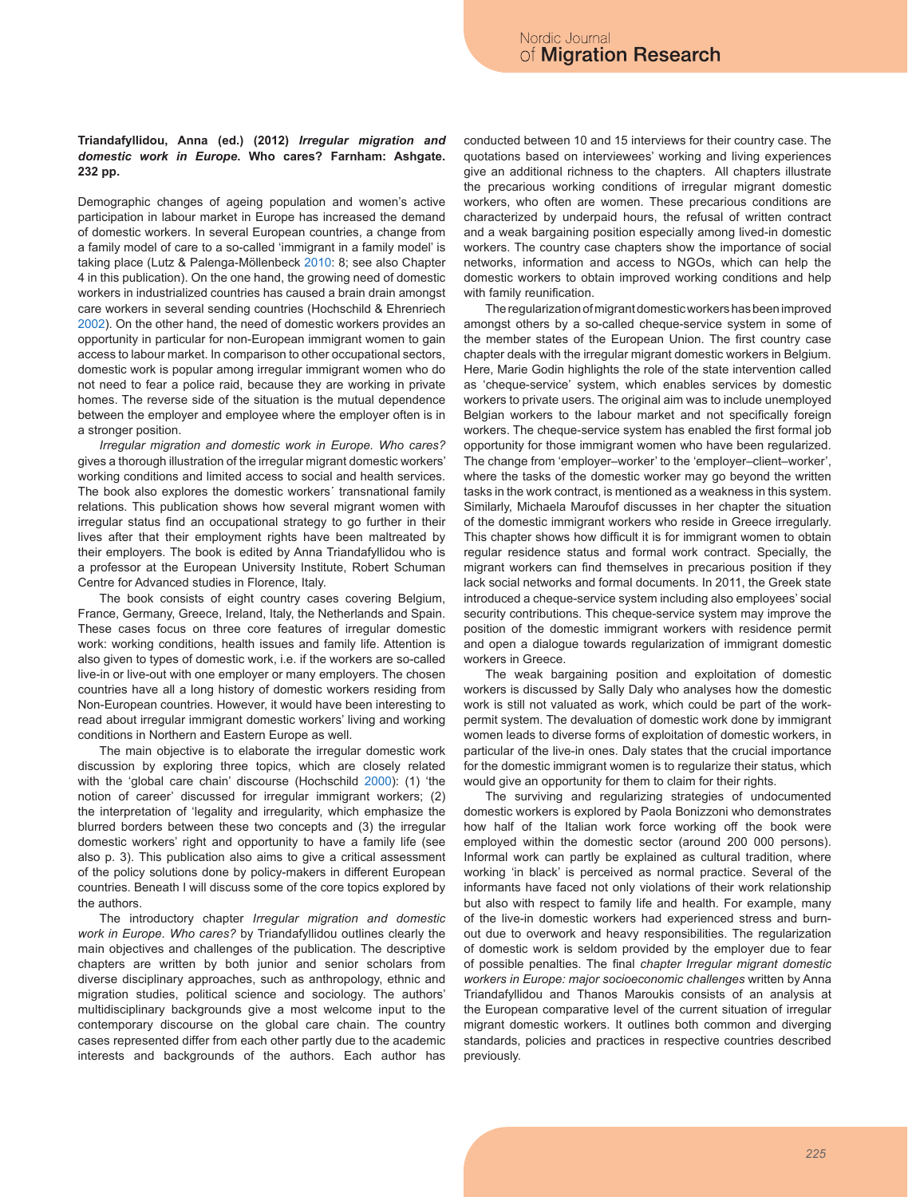**Triandafyllidou, Anna (ed.) (2012) *Irregular migration and domestic work in Europe*. Who cares? Farnham: Ashgate. 232 pp.**

Demographic changes of ageing population and women's active participation in labour market in Europe has increased the demand of domestic workers. In several European countries, a change from a family model of care to a so-called 'immigrant in a family model' is taking place (Lutz & Palenga-Möllenbeck 2010: 8; see also Chapter 4 in this publication). On the one hand, the growing need of domestic workers in industrialized countries has caused a brain drain amongst care workers in several sending countries (Hochschild & Ehrenriech 2002). On the other hand, the need of domestic workers provides an opportunity in particular for non-European immigrant women to gain access to labour market. In comparison to other occupational sectors, domestic work is popular among irregular immigrant women who do not need to fear a police raid, because they are working in private homes. The reverse side of the situation is the mutual dependence between the employer and employee where the employer often is in a stronger position.

*Irregular migration and domestic work in Europe. Who cares?* gives a thorough illustration of the irregular migrant domestic workers' working conditions and limited access to social and health services. The book also explores the domestic workers´ transnational family relations. This publication shows how several migrant women with irregular status find an occupational strategy to go further in their lives after that their employment rights have been maltreated by their employers. The book is edited by Anna Triandafyllidou who is a professor at the European University Institute, Robert Schuman Centre for Advanced studies in Florence, Italy.

The book consists of eight country cases covering Belgium, France, Germany, Greece, Ireland, Italy, the Netherlands and Spain. These cases focus on three core features of irregular domestic work: working conditions, health issues and family life. Attention is also given to types of domestic work, i.e. if the workers are so-called live-in or live-out with one employer or many employers. The chosen countries have all a long history of domestic workers residing from Non-European countries. However, it would have been interesting to read about irregular immigrant domestic workers' living and working conditions in Northern and Eastern Europe as well.

The main objective is to elaborate the irregular domestic work discussion by exploring three topics, which are closely related with the 'global care chain' discourse (Hochschild 2000): (1) 'the notion of career' discussed for irregular immigrant workers; (2) the interpretation of 'legality and irregularity, which emphasize the blurred borders between these two concepts and (3) the irregular domestic workers' right and opportunity to have a family life (see also p. 3). This publication also aims to give a critical assessment of the policy solutions done by policy-makers in different European countries. Beneath I will discuss some of the core topics explored by the authors.

The introductory chapter *Irregular migration and domestic work in Europe. Who cares?* by Triandafyllidou outlines clearly the main objectives and challenges of the publication. The descriptive chapters are written by both junior and senior scholars from diverse disciplinary approaches, such as anthropology, ethnic and migration studies, political science and sociology. The authors' multidisciplinary backgrounds give a most welcome input to the contemporary discourse on the global care chain. The country cases represented differ from each other partly due to the academic interests and backgrounds of the authors. Each author has conducted between 10 and 15 interviews for their country case. The quotations based on interviewees' working and living experiences give an additional richness to the chapters. All chapters illustrate the precarious working conditions of irregular migrant domestic workers, who often are women. These precarious conditions are characterized by underpaid hours, the refusal of written contract and a weak bargaining position especially among lived-in domestic workers. The country case chapters show the importance of social networks, information and access to NGOs, which can help the domestic workers to obtain improved working conditions and help with family reunification.

The regularization of migrant domestic workers has been improved amongst others by a so-called cheque-service system in some of the member states of the European Union. The first country case chapter deals with the irregular migrant domestic workers in Belgium. Here, Marie Godin highlights the role of the state intervention called as 'cheque-service' system, which enables services by domestic workers to private users. The original aim was to include unemployed Belgian workers to the labour market and not specifically foreign workers. The cheque-service system has enabled the first formal job opportunity for those immigrant women who have been regularized. The change from 'employer–worker' to the 'employer–client–worker', where the tasks of the domestic worker may go beyond the written tasks in the work contract, is mentioned as a weakness in this system. Similarly, Michaela Maroufof discusses in her chapter the situation of the domestic immigrant workers who reside in Greece irregularly. This chapter shows how difficult it is for immigrant women to obtain regular residence status and formal work contract. Specially, the migrant workers can find themselves in precarious position if they lack social networks and formal documents. In 2011, the Greek state introduced a cheque-service system including also employees' social security contributions. This cheque-service system may improve the position of the domestic immigrant workers with residence permit and open a dialogue towards regularization of immigrant domestic workers in Greece.

The weak bargaining position and exploitation of domestic workers is discussed by Sally Daly who analyses how the domestic work is still not valuated as work, which could be part of the work-permit system. The devaluation of domestic work done by immigrant women leads to diverse forms of exploitation of domestic workers, in particular of the live-in ones. Daly states that the crucial importance for the domestic immigrant women is to regularize their status, which would give an opportunity for them to claim for their rights.

The surviving and regularizing strategies of undocumented domestic workers is explored by Paola Bonizzoni who demonstrates how half of the Italian work force working off the book were employed within the domestic sector (around 200 000 persons). Informal work can partly be explained as cultural tradition, where working 'in black' is perceived as normal practice. Several of the informants have faced not only violations of their work relationship but also with respect to family life and health. For example, many of the live-in domestic workers had experienced stress and burn-out due to overwork and heavy responsibilities. The regularization of domestic work is seldom provided by the employer due to fear of possible penalties. The final *chapter Irregular migrant domestic workers in Europe: major socioeconomic challenges* written by Anna Triandafyllidou and Thanos Maroukis consists of an analysis at the European comparative level of the current situation of irregular migrant domestic workers. It outlines both common and diverging standards, policies and practices in respective countries described previously.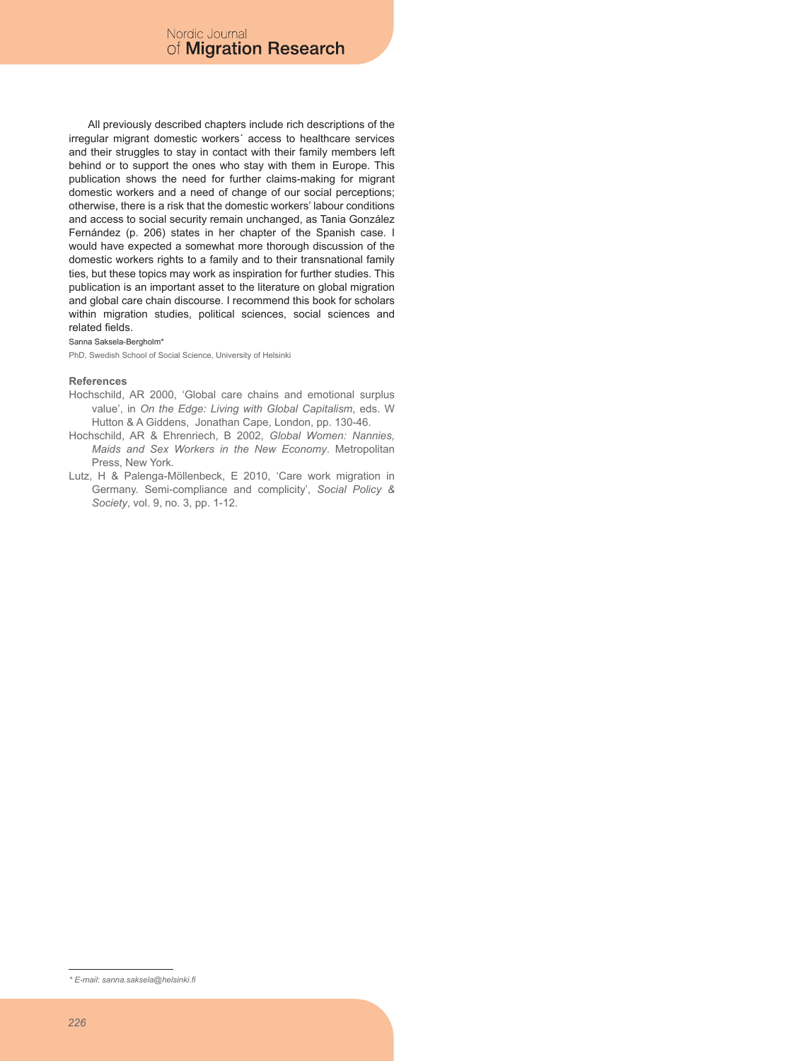All previously described chapters include rich descriptions of the irregular migrant domestic workers´ access to healthcare services and their struggles to stay in contact with their family members left behind or to support the ones who stay with them in Europe. This publication shows the need for further claims-making for migrant domestic workers and a need of change of our social perceptions; otherwise, there is a risk that the domestic workers' labour conditions and access to social security remain unchanged, as Tania González Fernández (p. 206) states in her chapter of the Spanish case. I would have expected a somewhat more thorough discussion of the domestic workers rights to a family and to their transnational family ties, but these topics may work as inspiration for further studies. This publication is an important asset to the literature on global migration and global care chain discourse. I recommend this book for scholars within migration studies, political sciences, social sciences and related fields.

Sanna Saksela-Bergholm*

PhD, Swedish School of Social Science, University of Helsinki

### References

Hochschild, AR 2000, 'Global care chains and emotional surplus value', in *On the Edge: Living with Global Capitalism*, eds. W Hutton & A Giddens, Jonathan Cape, London, pp. 130-46.

Hochschild, AR & Ehrenriech, B 2002, *Global Women: Nannies, Maids and Sex Workers in the New Economy*. Metropolitan Press, New York.

Lutz, H & Palenga-Möllenbeck, E 2010, 'Care work migration in Germany. Semi-compliance and complicity', *Social Policy & Society*, vol. 9, no. 3, pp. 1-12.

\* *E-mail: sanna.saksela@helsinki.fi*